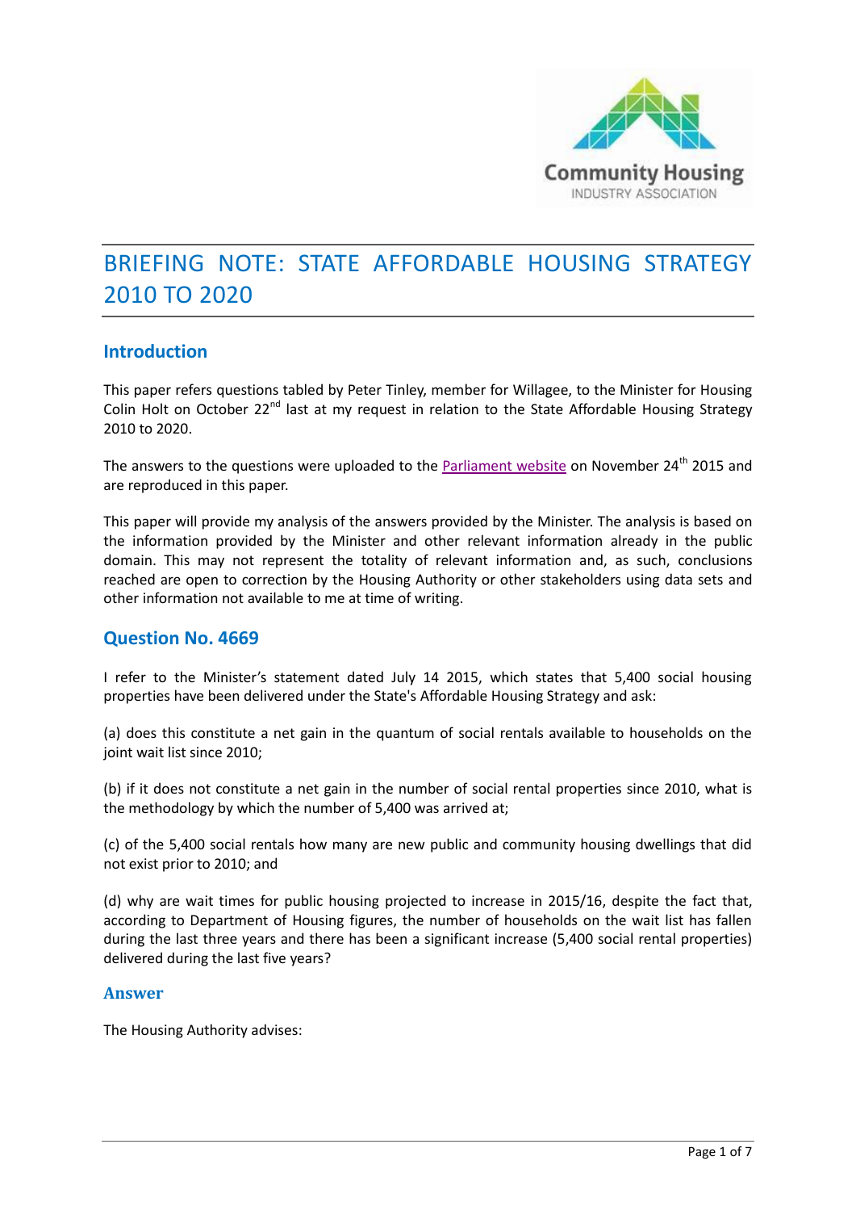# BRIEFING NOTE: STATE AFFORDABLE HOUSING STRATEGY 2010 TO 2020

## Introduction

This paper refers questions tabled by Peter Tinley, member for Willagee, to the Minister for Housing Colin Holt on October 22nd last at my request in relation to the State Affordable Housing Strategy 2010 to 2020.

The answers to the questions were uploaded to the Parliament website on November 24th 2015 and are reproduced in this paper.

This paper will provide my analysis of the answers provided by the Minister. The analysis is based on the information provided by the Minister and other relevant information already in the public domain. This may not represent the totality of relevant information and, as such, conclusions reached are open to correction by the Housing Authority or other stakeholders using data sets and other information not available to me at time of writing.

## Question No. 4669

I refer to the Minister's statement dated July 14 2015, which states that 5,400 social housing properties have been delivered under the State's Affordable Housing Strategy and ask:

(a) does this constitute a net gain in the quantum of social rentals available to households on the joint wait list since 2010;

(b) if it does not constitute a net gain in the number of social rental properties since 2010, what is the methodology by which the number of 5,400 was arrived at;

(c) of the 5,400 social rentals how many are new public and community housing dwellings that did not exist prior to 2010; and

(d) why are wait times for public housing projected to increase in 2015/16, despite the fact that, according to Department of Housing figures, the number of households on the wait list has fallen during the last three years and there has been a significant increase (5,400 social rental properties) delivered during the last five years?

### Answer

The Housing Authority advises: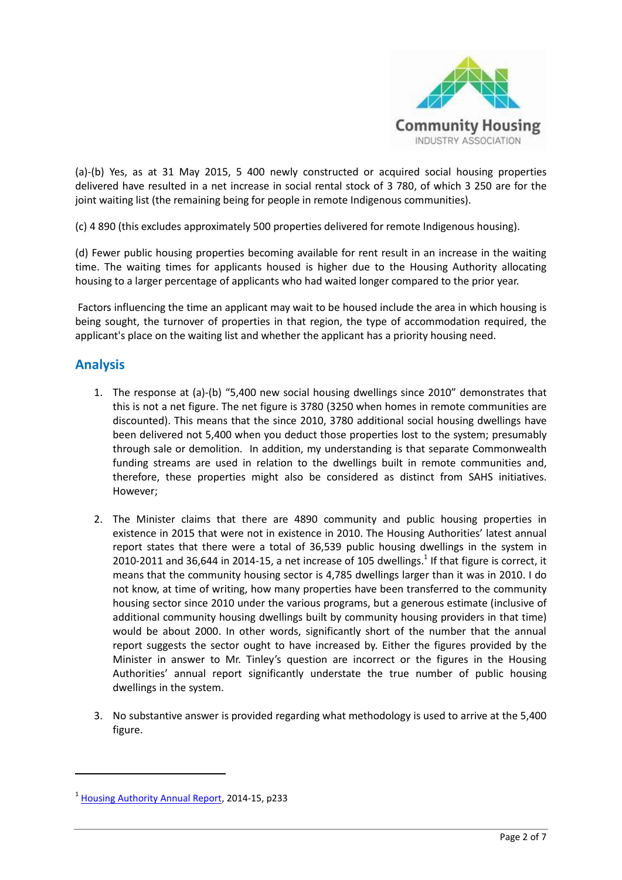(a)-(b) Yes, as at 31 May 2015, 5 400 newly constructed or acquired social housing properties delivered have resulted in a net increase in social rental stock of 3 780, of which 3 250 are for the joint waiting list (the remaining being for people in remote Indigenous communities).

(c) 4 890 (this excludes approximately 500 properties delivered for remote Indigenous housing).

(d) Fewer public housing properties becoming available for rent result in an increase in the waiting time. The waiting times for applicants housed is higher due to the Housing Authority allocating housing to a larger percentage of applicants who had waited longer compared to the prior year.

Factors influencing the time an applicant may wait to be housed include the area in which housing is being sought, the turnover of properties in that region, the type of accommodation required, the applicant's place on the waiting list and whether the applicant has a priority housing need.

## Analysis

1. The response at (a)-(b) "5,400 new social housing dwellings since 2010" demonstrates that this is not a net figure. The net figure is 3780 (3250 when homes in remote communities are discounted). This means that the since 2010, 3780 additional social housing dwellings have been delivered not 5,400 when you deduct those properties lost to the system; presumably through sale or demolition. In addition, my understanding is that separate Commonwealth funding streams are used in relation to the dwellings built in remote communities and, therefore, these properties might also be considered as distinct from SAHS initiatives. However;

2. The Minister claims that there are 4890 community and public housing properties in existence in 2015 that were not in existence in 2010. The Housing Authorities' latest annual report states that there were a total of 36,539 public housing dwellings in the system in 2010-2011 and 36,644 in 2014-15, a net increase of 105 dwellings.[1] If that figure is correct, it means that the community housing sector is 4,785 dwellings larger than it was in 2010. I do not know, at time of writing, how many properties have been transferred to the community housing sector since 2010 under the various programs, but a generous estimate (inclusive of additional community housing dwellings built by community housing providers in that time) would be about 2000. In other words, significantly short of the number that the annual report suggests the sector ought to have increased by. Either the figures provided by the Minister in answer to Mr. Tinley's question are incorrect or the figures in the Housing Authorities' annual report significantly understate the true number of public housing dwellings in the system.

3. No substantive answer is provided regarding what methodology is used to arrive at the 5,400 figure.

[1] Housing Authority Annual Report, 2014-15, p233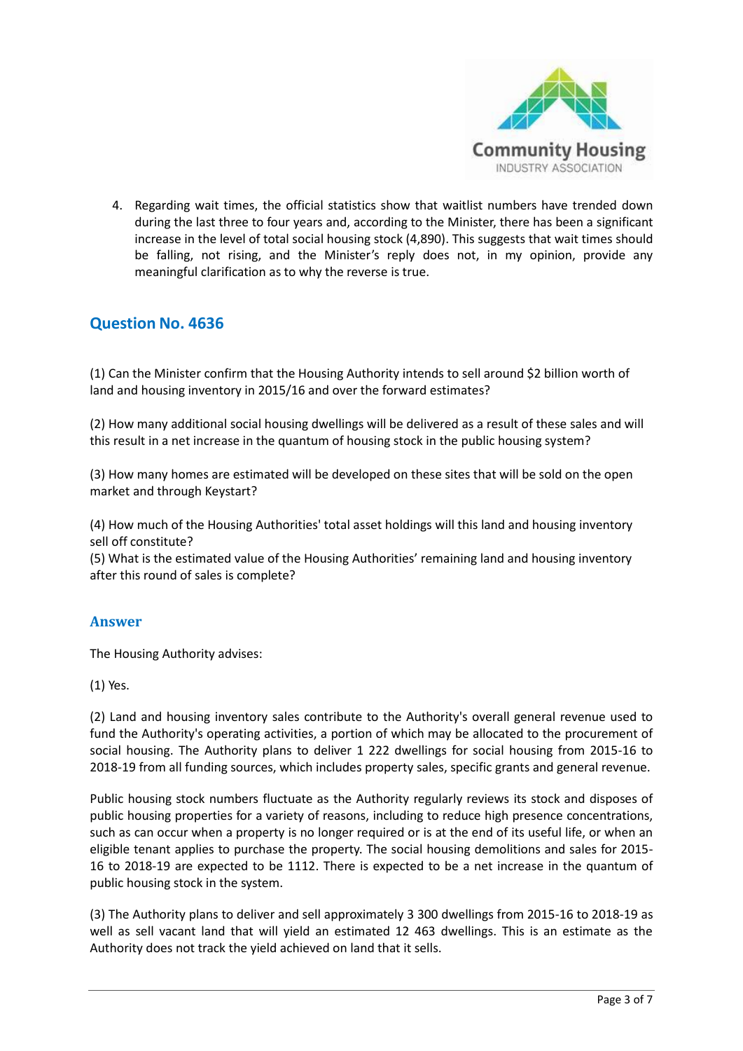4. Regarding wait times, the official statistics show that waitlist numbers have trended down during the last three to four years and, according to the Minister, there has been a significant increase in the level of total social housing stock (4,890). This suggests that wait times should be falling, not rising, and the Minister's reply does not, in my opinion, provide any meaningful clarification as to why the reverse is true.

## Question No. 4636

(1) Can the Minister confirm that the Housing Authority intends to sell around $2 billion worth of land and housing inventory in 2015/16 and over the forward estimates?

(2) How many additional social housing dwellings will be delivered as a result of these sales and will this result in a net increase in the quantum of housing stock in the public housing system?

(3) How many homes are estimated will be developed on these sites that will be sold on the open market and through Keystart?

(4) How much of the Housing Authorities' total asset holdings will this land and housing inventory sell off constitute?

(5) What is the estimated value of the Housing Authorities' remaining land and housing inventory after this round of sales is complete?

### Answer

The Housing Authority advises:

(1) Yes.

(2) Land and housing inventory sales contribute to the Authority's overall general revenue used to fund the Authority's operating activities, a portion of which may be allocated to the procurement of social housing. The Authority plans to deliver 1 222 dwellings for social housing from 2015-16 to 2018-19 from all funding sources, which includes property sales, specific grants and general revenue.

Public housing stock numbers fluctuate as the Authority regularly reviews its stock and disposes of public housing properties for a variety of reasons, including to reduce high presence concentrations, such as can occur when a property is no longer required or is at the end of its useful life, or when an eligible tenant applies to purchase the property. The social housing demolitions and sales for 2015-16 to 2018-19 are expected to be 1112. There is expected to be a net increase in the quantum of public housing stock in the system.

(3) The Authority plans to deliver and sell approximately 3 300 dwellings from 2015-16 to 2018-19 as well as sell vacant land that will yield an estimated 12 463 dwellings. This is an estimate as the Authority does not track the yield achieved on land that it sells.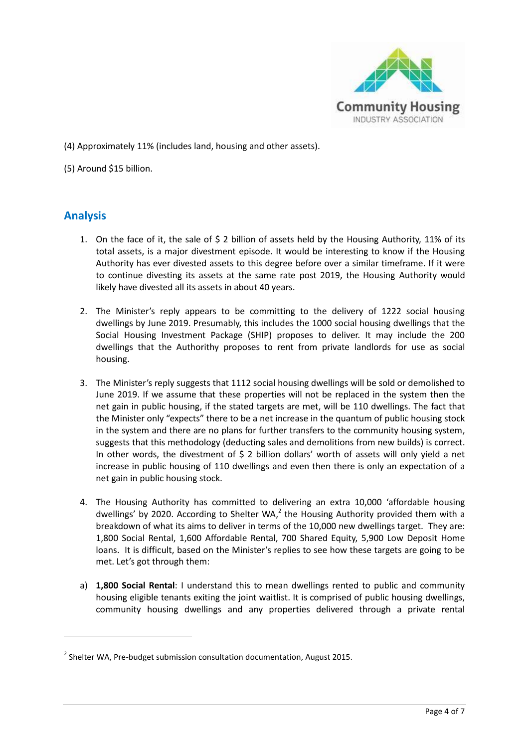(4) Approximately 11% (includes land, housing and other assets).

(5) Around $15 billion.

## Analysis

1. On the face of it, the sale of $ 2 billion of assets held by the Housing Authority, 11% of its total assets, is a major divestment episode. It would be interesting to know if the Housing Authority has ever divested assets to this degree before over a similar timeframe. If it were to continue divesting its assets at the same rate post 2019, the Housing Authority would likely have divested all its assets in about 40 years.

2. The Minister's reply appears to be committing to the delivery of 1222 social housing dwellings by June 2019. Presumably, this includes the 1000 social housing dwellings that the Social Housing Investment Package (SHIP) proposes to deliver. It may include the 200 dwellings that the Authorithy proposes to rent from private landlords for use as social housing.

3. The Minister's reply suggests that 1112 social housing dwellings will be sold or demolished to June 2019. If we assume that these properties will not be replaced in the system then the net gain in public housing, if the stated targets are met, will be 110 dwellings. The fact that the Minister only "expects" there to be a net increase in the quantum of public housing stock in the system and there are no plans for further transfers to the community housing system, suggests that this methodology (deducting sales and demolitions from new builds) is correct. In other words, the divestment of $ 2 billion dollars' worth of assets will only yield a net increase in public housing of 110 dwellings and even then there is only an expectation of a net gain in public housing stock.

4. The Housing Authority has committed to delivering an extra 10,000 'affordable housing dwellings' by 2020. According to Shelter WA,[2] the Housing Authority provided them with a breakdown of what its aims to deliver in terms of the 10,000 new dwellings target. They are: 1,800 Social Rental, 1,600 Affordable Rental, 700 Shared Equity, 5,900 Low Deposit Home loans. It is difficult, based on the Minister's replies to see how these targets are going to be met. Let's got through them:

a) **1,800 Social Rental**: I understand this to mean dwellings rented to public and community housing eligible tenants exiting the joint waitlist. It is comprised of public housing dwellings, community housing dwellings and any properties delivered through a private rental

---

[2] Shelter WA, Pre-budget submission consultation documentation, August 2015.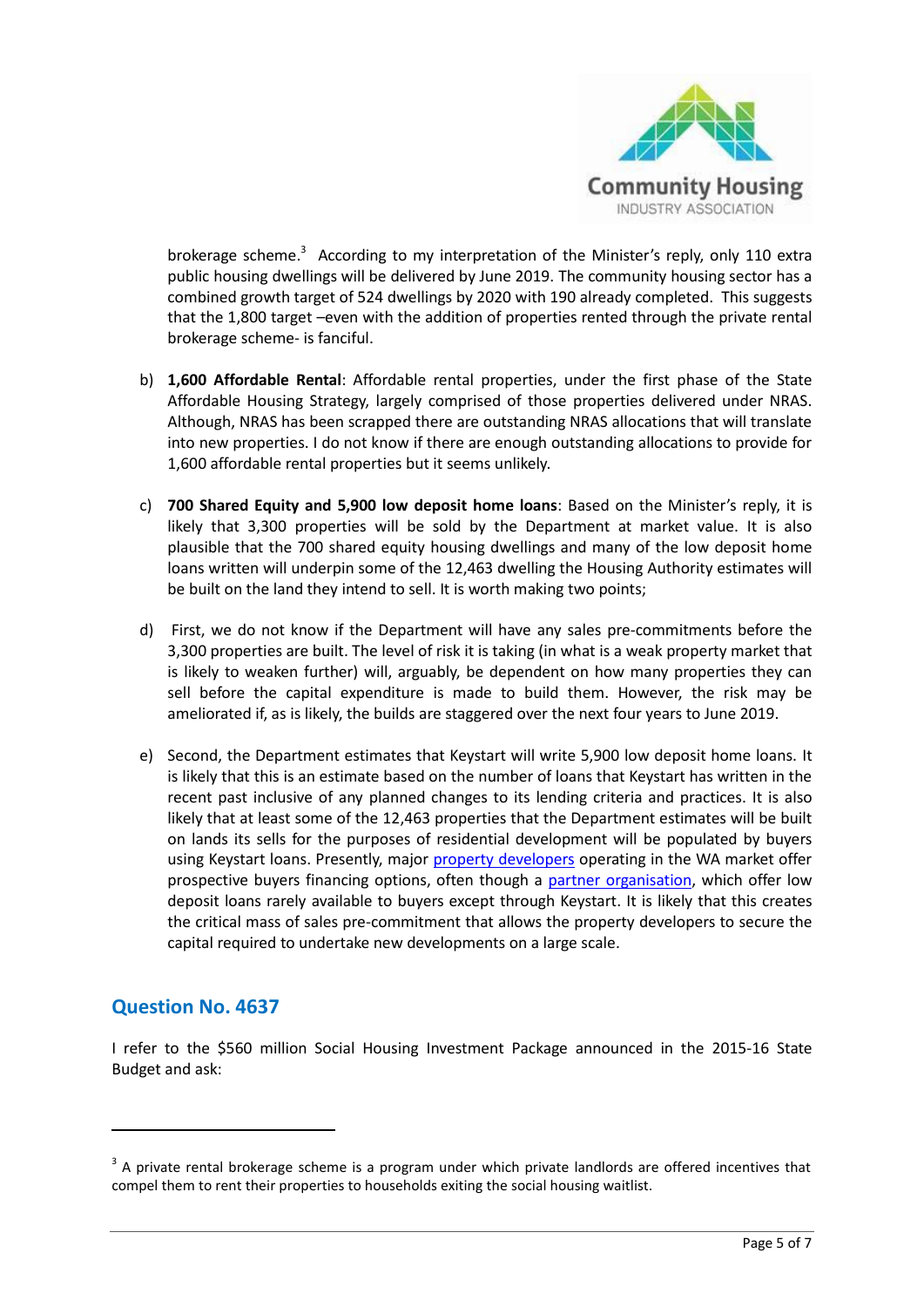brokerage scheme.[3] According to my interpretation of the Minister's reply, only 110 extra public housing dwellings will be delivered by June 2019. The community housing sector has a combined growth target of 524 dwellings by 2020 with 190 already completed. This suggests that the 1,800 target –even with the addition of properties rented through the private rental brokerage scheme- is fanciful.

b) **1,600 Affordable Rental**: Affordable rental properties, under the first phase of the State Affordable Housing Strategy, largely comprised of those properties delivered under NRAS. Although, NRAS has been scrapped there are outstanding NRAS allocations that will translate into new properties. I do not know if there are enough outstanding allocations to provide for 1,600 affordable rental properties but it seems unlikely.

c) **700 Shared Equity and 5,900 low deposit home loans**: Based on the Minister's reply, it is likely that 3,300 properties will be sold by the Department at market value. It is also plausible that the 700 shared equity housing dwellings and many of the low deposit home loans written will underpin some of the 12,463 dwelling the Housing Authority estimates will be built on the land they intend to sell. It is worth making two points;

d) First, we do not know if the Department will have any sales pre-commitments before the 3,300 properties are built. The level of risk it is taking (in what is a weak property market that is likely to weaken further) will, arguably, be dependent on how many properties they can sell before the capital expenditure is made to build them. However, the risk may be ameliorated if, as is likely, the builds are staggered over the next four years to June 2019.

e) Second, the Department estimates that Keystart will write 5,900 low deposit home loans. It is likely that this is an estimate based on the number of loans that Keystart has written in the recent past inclusive of any planned changes to its lending criteria and practices. It is also likely that at least some of the 12,463 properties that the Department estimates will be built on lands its sells for the purposes of residential development will be populated by buyers using Keystart loans. Presently, major property developers operating in the WA market offer prospective buyers financing options, often though a partner organisation, which offer low deposit loans rarely available to buyers except through Keystart. It is likely that this creates the critical mass of sales pre-commitment that allows the property developers to secure the capital required to undertake new developments on a large scale.

## Question No. 4637

I refer to the $560 million Social Housing Investment Package announced in the 2015-16 State Budget and ask:

---

[3] A private rental brokerage scheme is a program under which private landlords are offered incentives that compel them to rent their properties to households exiting the social housing waitlist.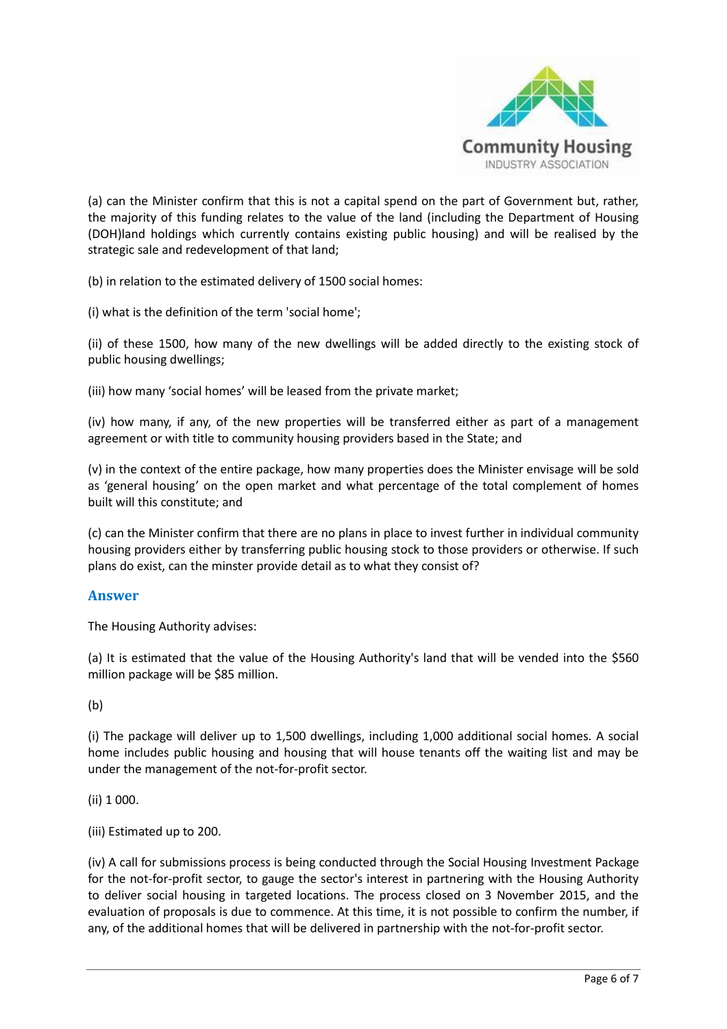(a) can the Minister confirm that this is not a capital spend on the part of Government but, rather, the majority of this funding relates to the value of the land (including the Department of Housing (DOH)land holdings which currently contains existing public housing) and will be realised by the strategic sale and redevelopment of that land;

(b) in relation to the estimated delivery of 1500 social homes:

(i) what is the definition of the term 'social home';

(ii) of these 1500, how many of the new dwellings will be added directly to the existing stock of public housing dwellings;

(iii) how many 'social homes' will be leased from the private market;

(iv) how many, if any, of the new properties will be transferred either as part of a management agreement or with title to community housing providers based in the State; and

(v) in the context of the entire package, how many properties does the Minister envisage will be sold as 'general housing' on the open market and what percentage of the total complement of homes built will this constitute; and

(c) can the Minister confirm that there are no plans in place to invest further in individual community housing providers either by transferring public housing stock to those providers or otherwise. If such plans do exist, can the minster provide detail as to what they consist of?

## Answer

The Housing Authority advises:

(a) It is estimated that the value of the Housing Authority's land that will be vended into the $560 million package will be $85 million.

(b)

(i) The package will deliver up to 1,500 dwellings, including 1,000 additional social homes. A social home includes public housing and housing that will house tenants off the waiting list and may be under the management of the not-for-profit sector.

(ii) 1 000.

(iii) Estimated up to 200.

(iv) A call for submissions process is being conducted through the Social Housing Investment Package for the not-for-profit sector, to gauge the sector's interest in partnering with the Housing Authority to deliver social housing in targeted locations. The process closed on 3 November 2015, and the evaluation of proposals is due to commence. At this time, it is not possible to confirm the number, if any, of the additional homes that will be delivered in partnership with the not-for-profit sector.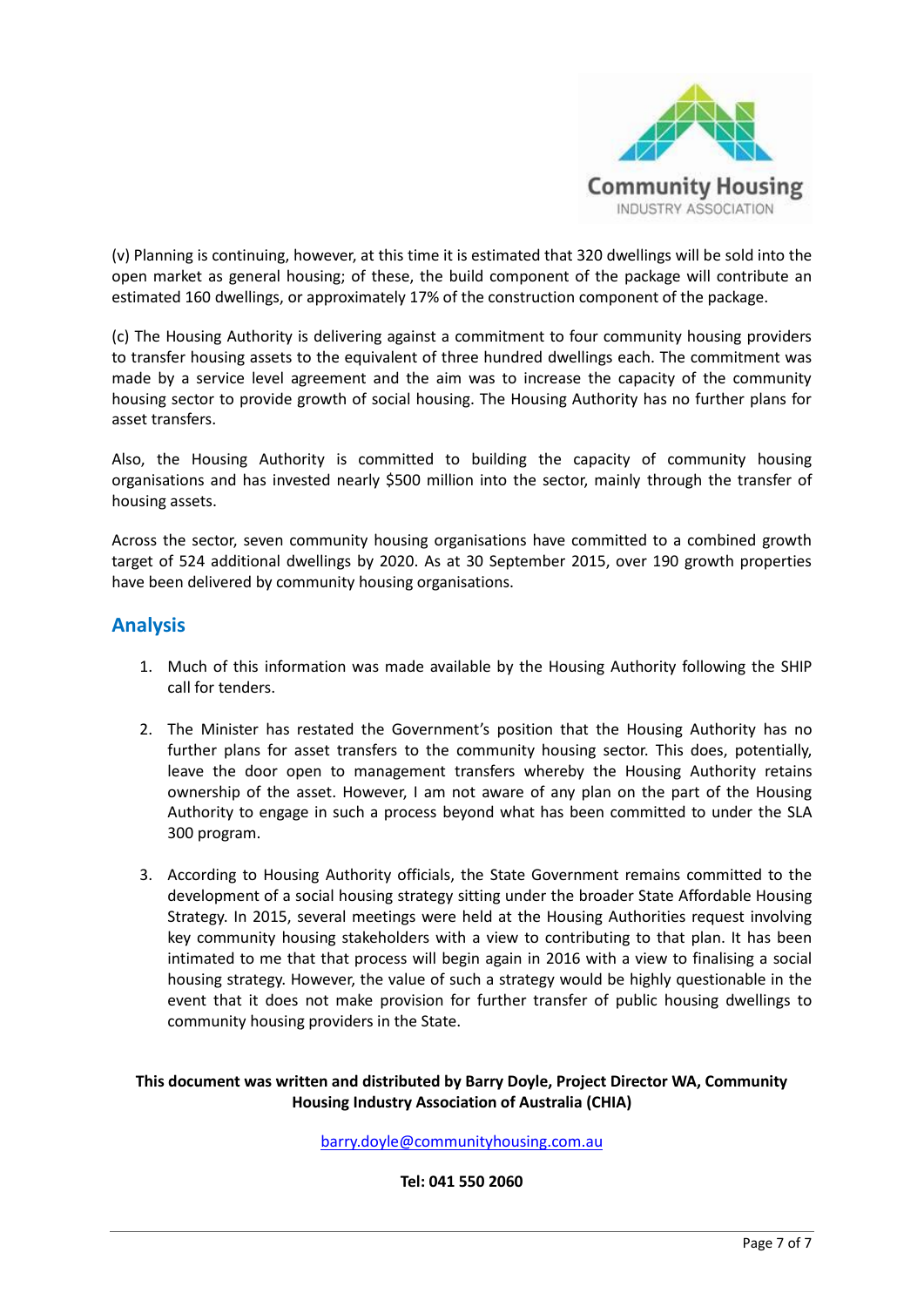(v) Planning is continuing, however, at this time it is estimated that 320 dwellings will be sold into the open market as general housing; of these, the build component of the package will contribute an estimated 160 dwellings, or approximately 17% of the construction component of the package.

(c) The Housing Authority is delivering against a commitment to four community housing providers to transfer housing assets to the equivalent of three hundred dwellings each. The commitment was made by a service level agreement and the aim was to increase the capacity of the community housing sector to provide growth of social housing. The Housing Authority has no further plans for asset transfers.

Also, the Housing Authority is committed to building the capacity of community housing organisations and has invested nearly $500 million into the sector, mainly through the transfer of housing assets.

Across the sector, seven community housing organisations have committed to a combined growth target of 524 additional dwellings by 2020. As at 30 September 2015, over 190 growth properties have been delivered by community housing organisations.

## Analysis

1. Much of this information was made available by the Housing Authority following the SHIP call for tenders.

2. The Minister has restated the Government's position that the Housing Authority has no further plans for asset transfers to the community housing sector. This does, potentially, leave the door open to management transfers whereby the Housing Authority retains ownership of the asset. However, I am not aware of any plan on the part of the Housing Authority to engage in such a process beyond what has been committed to under the SLA 300 program.

3. According to Housing Authority officials, the State Government remains committed to the development of a social housing strategy sitting under the broader State Affordable Housing Strategy. In 2015, several meetings were held at the Housing Authorities request involving key community housing stakeholders with a view to contributing to that plan. It has been intimated to me that that process will begin again in 2016 with a view to finalising a social housing strategy. However, the value of such a strategy would be highly questionable in the event that it does not make provision for further transfer of public housing dwellings to community housing providers in the State.

**This document was written and distributed by Barry Doyle, Project Director WA, Community Housing Industry Association of Australia (CHIA)**

barry.doyle@communityhousing.com.au

**Tel: 041 550 2060**